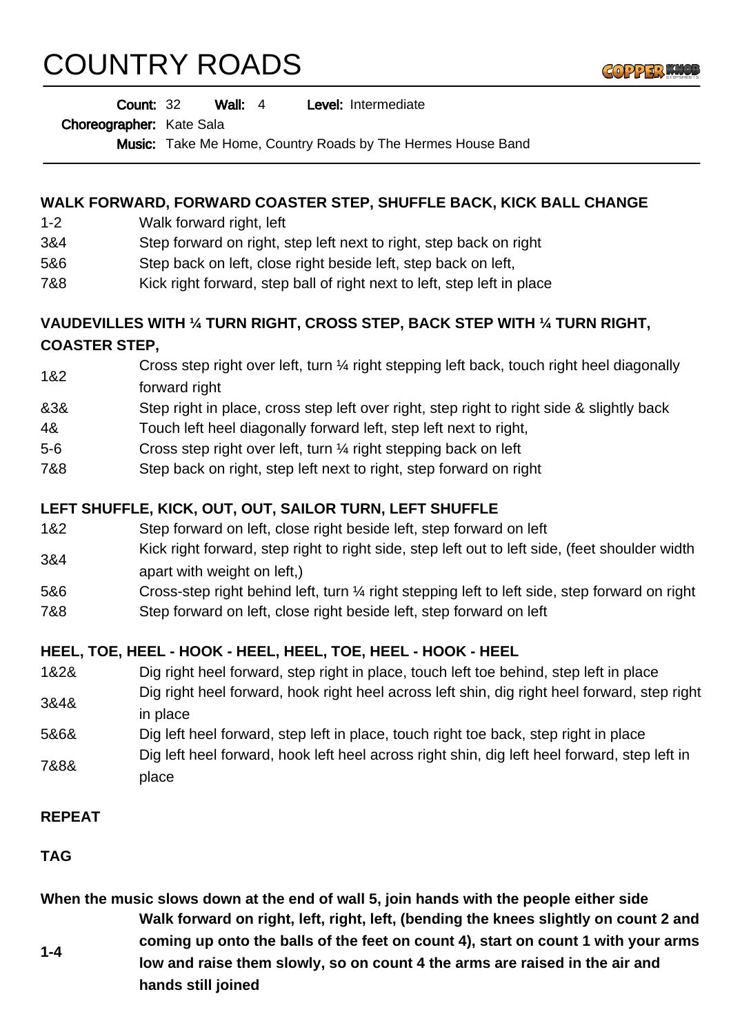# COUNTRY ROADS

**Count:** 32 **Wall:** 4 **Level:** Intermediate

**Choreographer:** Kate Sala

**Music:** Take Me Home, Country Roads by The Hermes House Band

---

**WALK FORWARD, FORWARD COASTER STEP, SHUFFLE BACK, KICK BALL CHANGE**

| | |
|---|---|
| 1-2 | Walk forward right, left |
| 3&4 | Step forward on right, step left next to right, step back on right |
| 5&6 | Step back on left, close right beside left, step back on left, |
| 7&8 | Kick right forward, step ball of right next to left, step left in place |

**VAUDEVILLES WITH ¼ TURN RIGHT, CROSS STEP, BACK STEP WITH ¼ TURN RIGHT, COASTER STEP,**

| | |
|---|---|
| 1&2 | Cross step right over left, turn ¼ right stepping left back, touch right heel diagonally forward right |
| &3& | Step right in place, cross step left over right, step right to right side & slightly back |
| 4& | Touch left heel diagonally forward left, step left next to right, |
| 5-6 | Cross step right over left, turn ¼ right stepping back on left |
| 7&8 | Step back on right, step left next to right, step forward on right |

**LEFT SHUFFLE, KICK, OUT, OUT, SAILOR TURN, LEFT SHUFFLE**

| | |
|---|---|
| 1&2 | Step forward on left, close right beside left, step forward on left |
| 3&4 | Kick right forward, step right to right side, step left out to left side, (feet shoulder width apart with weight on left,) |
| 5&6 | Cross-step right behind left, turn ¼ right stepping left to left side, step forward on right |
| 7&8 | Step forward on left, close right beside left, step forward on left |

**HEEL, TOE, HEEL - HOOK - HEEL, HEEL, TOE, HEEL - HOOK - HEEL**

| | |
|---|---|
| 1&2& | Dig right heel forward, step right in place, touch left toe behind, step left in place |
| 3&4& | Dig right heel forward, hook right heel across left shin, dig right heel forward, step right in place |
| 5&6& | Dig left heel forward, step left in place, touch right toe back, step right in place |
| 7&8& | Dig left heel forward, hook left heel across right shin, dig left heel forward, step left in place |

**REPEAT**

**TAG**

**When the music slows down at the end of wall 5, join hands with the people either side**

| | |
|---|---|
| **1-4** | **Walk forward on right, left, right, left, (bending the knees slightly on count 2 and coming up onto the balls of the feet on count 4), start on count 1 with your arms low and raise them slowly, so on count 4 the arms are raised in the air and hands still joined** |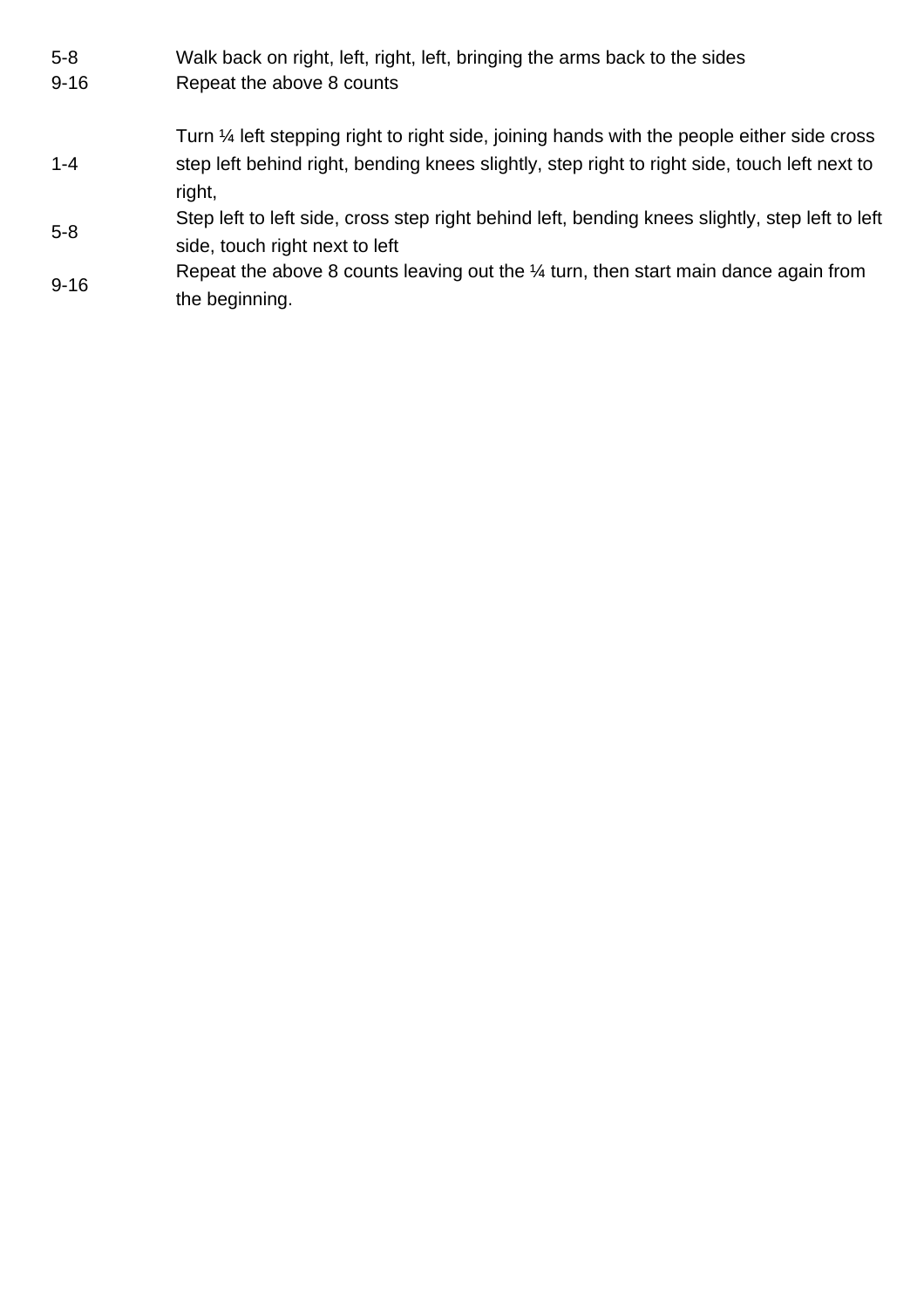| | |
|---|---|
| 5-8 | Walk back on right, left, right, left, bringing the arms back to the sides |
| 9-16 | Repeat the above 8 counts |
| 1-4 | Turn ¼ left stepping right to right side, joining hands with the people either side cross step left behind right, bending knees slightly, step right to right side, touch left next to right, |
| 5-8 | Step left to left side, cross step right behind left, bending knees slightly, step left to left side, touch right next to left |
| 9-16 | Repeat the above 8 counts leaving out the ¼ turn, then start main dance again from the beginning. |